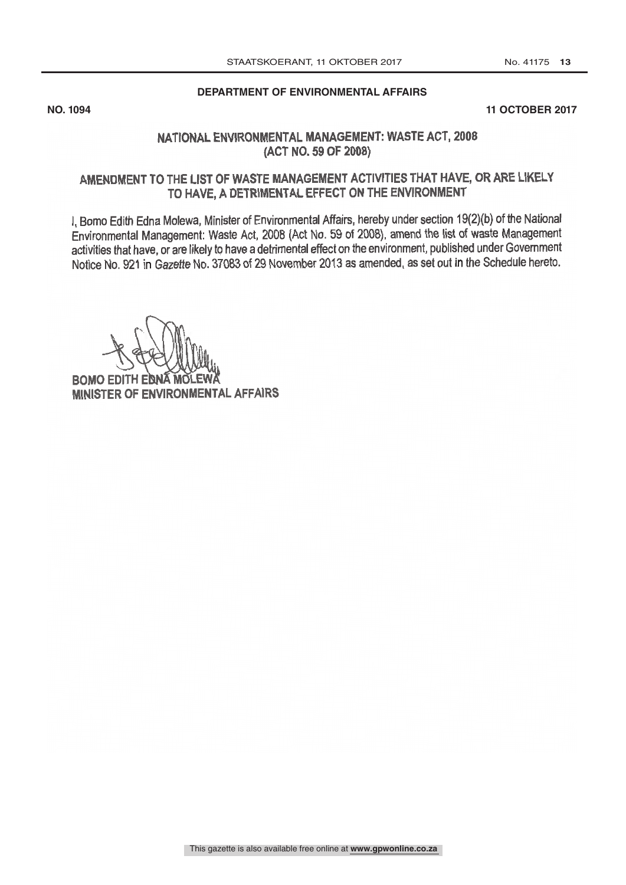**DEPARTMENT OF ENVIRONMENTAL AFFAIRS**

**NO. 1094** **11 OCTOBER 2017**

## NATIONAL ENVIRONMENTAL MANAGEMENT: WASTE ACT, 2008 (ACT NO. 59 OF 2008)

## AMENDMENT TO THE LIST OF WASTE MANAGEMENT ACTIVITIES THAT HAVE, OR ARE LIKELY TO HAVE, A DETRIMENTAL EFFECT ON THE ENVIRONMENT

I, Bomo Edith Edna Molewa, Minister of Environmental Affairs, hereby under section 19(2)(b) of the National Environmental Management: Waste Act, 2008 (Act No. 59 of 2008), amend the list of waste Management activities that have, or are likely to have a detrimental effect on the environment, published under Government Notice No. 921 in *Gazette* No. 37083 of 29 November 2013 as amended, as set out in the Schedule hereto.

**BOMO EDITH EDNA MOLEWA**
**MINISTER OF ENVIRONMENTAL AFFAIRS**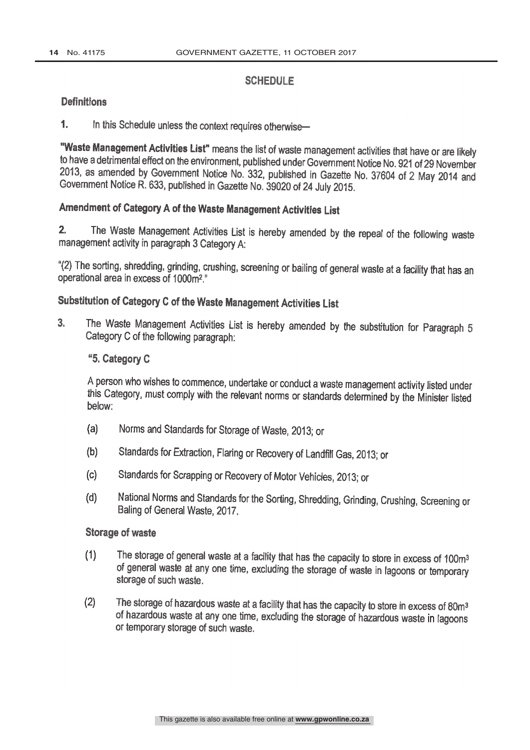## SCHEDULE

### Definitions

**1.** In this Schedule unless the context requires otherwise—

**"Waste Management Activities List"** means the list of waste management activities that have or are likely to have a detrimental effect on the environment, published under Government Notice No. 921 of 29 November 2013, as amended by Government Notice No. 332, published in Gazette No. 37604 of 2 May 2014 and Government Notice R. 633, published in Gazette No. 39020 of 24 July 2015.

### Amendment of Category A of the Waste Management Activities List

**2.** The Waste Management Activities List is hereby amended by the repeal of the following waste management activity in paragraph 3 Category A:

"(2) The sorting, shredding, grinding, crushing, screening or bailing of general waste at a facility that has an operational area in excess of $1000m^2$."

### Substitution of Category C of the Waste Management Activities List

**3.** The Waste Management Activities List is hereby amended by the substitution for Paragraph 5 Category C of the following paragraph:

**"5. Category C**

A person who wishes to commence, undertake or conduct a waste management activity listed under this Category, must comply with the relevant norms or standards determined by the Minister listed below:

(a) Norms and Standards for Storage of Waste, 2013; or

(b) Standards for Extraction, Flaring or Recovery of Landfill Gas, 2013; or

(c) Standards for Scrapping or Recovery of Motor Vehicles, 2013; or

(d) National Norms and Standards for the Sorting, Shredding, Grinding, Crushing, Screening or Baling of General Waste, 2017.

**Storage of waste**

(1) The storage of general waste at a facility that has the capacity to store in excess of $100m^3$ of general waste at any one time, excluding the storage of waste in lagoons or temporary storage of such waste.

(2) The storage of hazardous waste at a facility that has the capacity to store in excess of $80m^3$ of hazardous waste at any one time, excluding the storage of hazardous waste in lagoons or temporary storage of such waste.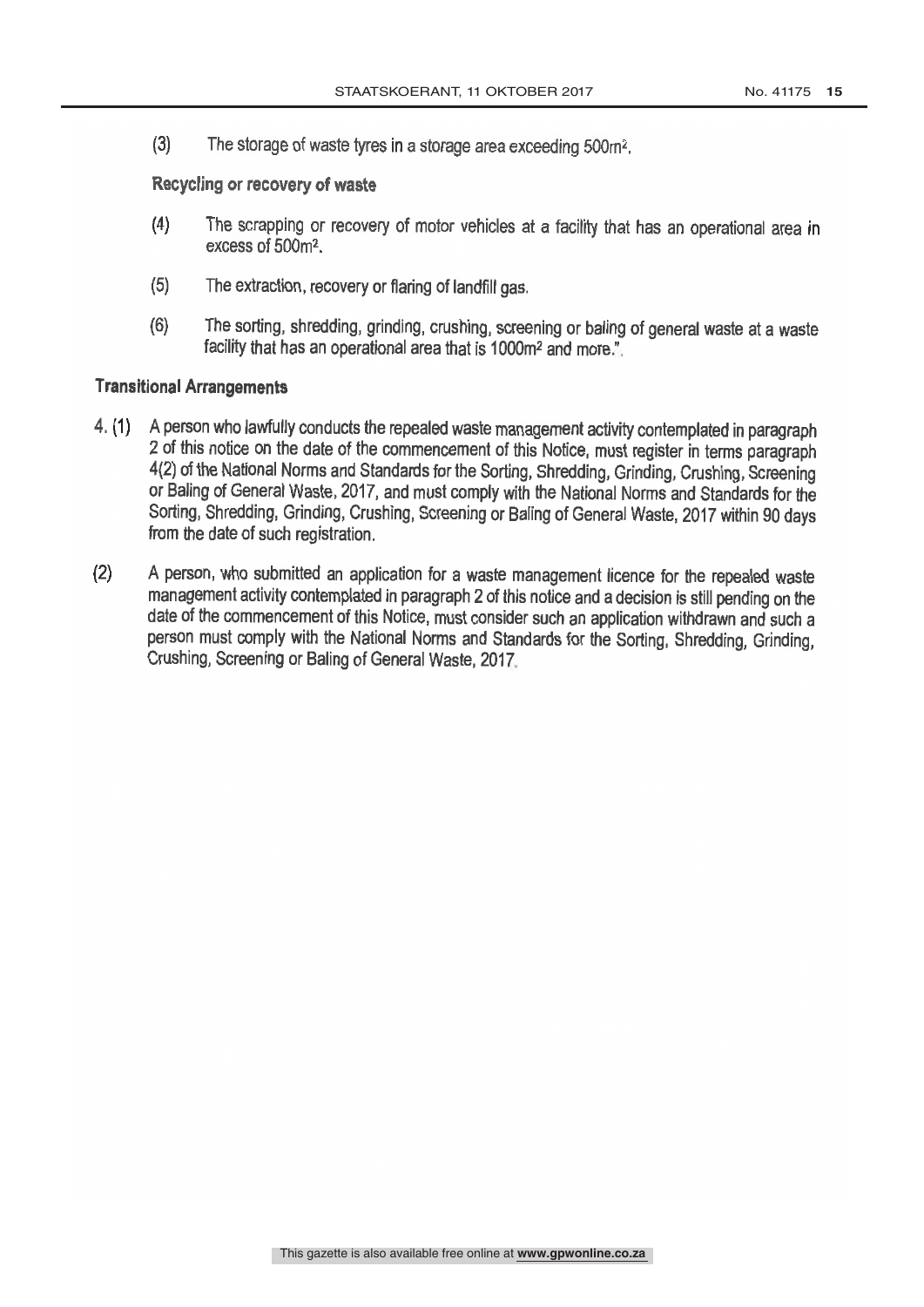(3) The storage of waste tyres in a storage area exceeding $500m^2$.

**Recycling or recovery of waste**

(4) The scrapping or recovery of motor vehicles at a facility that has an operational area in excess of $500m^2$.

(5) The extraction, recovery or flaring of landfill gas.

(6) The sorting, shredding, grinding, crushing, screening or baling of general waste at a waste facility that has an operational area that is $1000m^2$ and more.".

**Transitional Arrangements**

4. (1) A person who lawfully conducts the repealed waste management activity contemplated in paragraph 2 of this notice on the date of the commencement of this Notice, must register in terms paragraph 4(2) of the National Norms and Standards for the Sorting, Shredding, Grinding, Crushing, Screening or Baling of General Waste, 2017, and must comply with the National Norms and Standards for the Sorting, Shredding, Grinding, Crushing, Screening or Baling of General Waste, 2017 within 90 days from the date of such registration.

(2) A person, who submitted an application for a waste management licence for the repealed waste management activity contemplated in paragraph 2 of this notice and a decision is still pending on the date of the commencement of this Notice, must consider such an application withdrawn and such a person must comply with the National Norms and Standards for the Sorting, Shredding, Grinding, Crushing, Screening or Baling of General Waste, 2017.